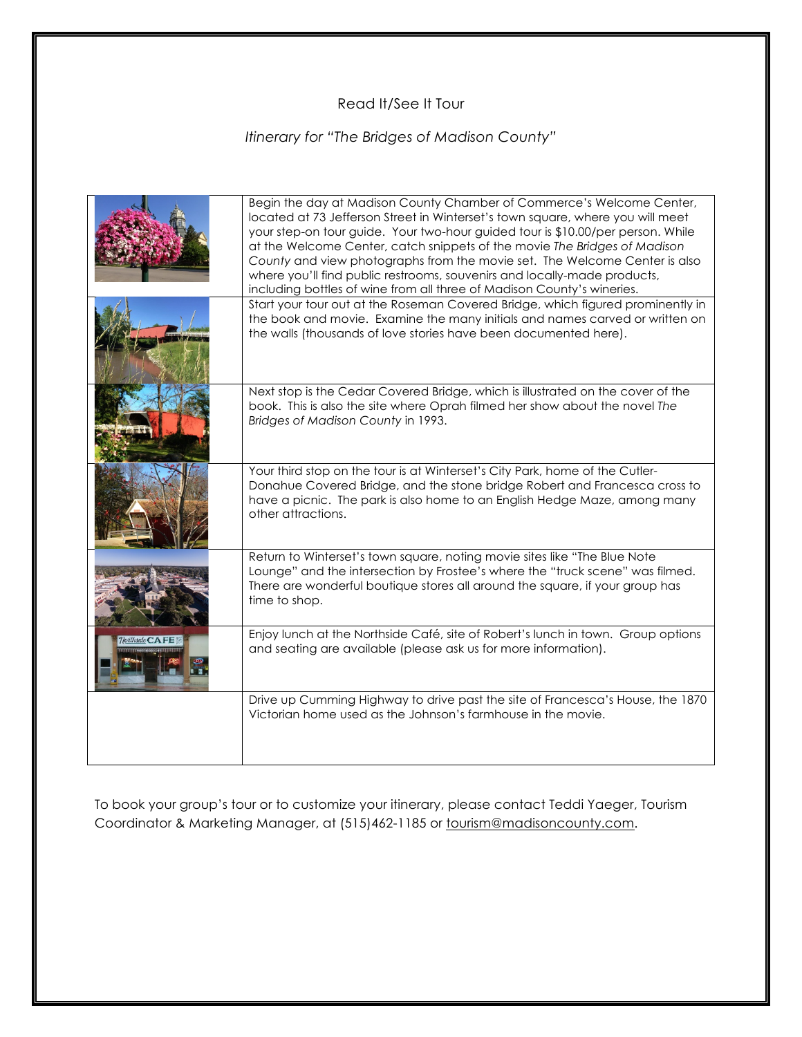Read It/See It Tour

*Itinerary for "The Bridges of Madison County"*

| | |
|---|---|
| | Begin the day at Madison County Chamber of Commerce's Welcome Center, located at 73 Jefferson Street in Winterset's town square, where you will meet your step-on tour guide. Your two-hour guided tour is $10.00/per person. While at the Welcome Center, catch snippets of the movie *The Bridges of Madison County* and view photographs from the movie set. The Welcome Center is also where you'll find public restrooms, souvenirs and locally-made products, including bottles of wine from all three of Madison County's wineries. |
| | Start your tour out at the Roseman Covered Bridge, which figured prominently in the book and movie. Examine the many initials and names carved or written on the walls (thousands of love stories have been documented here). |
| | Next stop is the Cedar Covered Bridge, which is illustrated on the cover of the book. This is also the site where Oprah filmed her show about the novel *The Bridges of Madison County* in 1993. |
| | Your third stop on the tour is at Winterset's City Park, home of the Cutler-Donahue Covered Bridge, and the stone bridge Robert and Francesca cross to have a picnic. The park is also home to an English Hedge Maze, among many other attractions. |
| | Return to Winterset's town square, noting movie sites like "The Blue Note Lounge" and the intersection by Frostee's where the "truck scene" was filmed. There are wonderful boutique stores all around the square, if your group has time to shop. |
| | Enjoy lunch at the Northside Café, site of Robert's lunch in town. Group options and seating are available (please ask us for more information). |
| | Drive up Cumming Highway to drive past the site of Francesca's House, the 1870 Victorian home used as the Johnson's farmhouse in the movie. |

To book your group's tour or to customize your itinerary, please contact Teddi Yaeger, Tourism Coordinator & Marketing Manager, at (515)462-1185 or tourism@madisoncounty.com.